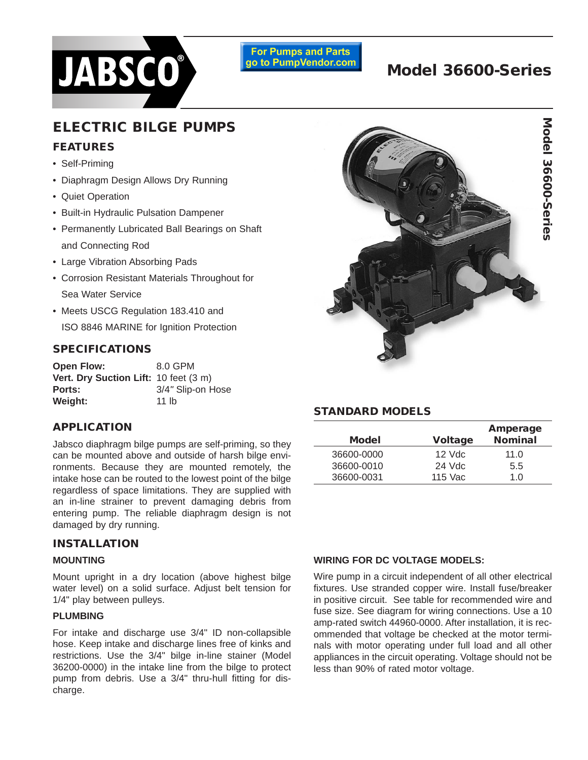JABSCO®

For Pumps and Parts go to PumpVendor.com

# Model 36600-Series

## ELECTRIC BILGE PUMPS

### FEATURES

- Self-Priming
- Diaphragm Design Allows Dry Running
- Quiet Operation
- Built-in Hydraulic Pulsation Dampener
- Permanently Lubricated Ball Bearings on Shaft and Connecting Rod
- Large Vibration Absorbing Pads
- Corrosion Resistant Materials Throughout for Sea Water Service
- Meets USCG Regulation 183.410 and ISO 8846 MARINE for Ignition Protection

### SPECIFICATIONS

| | |
|---|---|
| **Open Flow:** | 8.0 GPM |
| **Vert. Dry Suction Lift:** | 10 feet (3 m) |
| **Ports:** | 3/4″ Slip-on Hose |
| **Weight:** | 11 lb |

### APPLICATION

Jabsco diaphragm bilge pumps are self-priming, so they can be mounted above and outside of harsh bilge environments. Because they are mounted remotely, the intake hose can be routed to the lowest point of the bilge regardless of space limitations. They are supplied with an in-line strainer to prevent damaging debris from entering pump. The reliable diaphragm design is not damaged by dry running.

### INSTALLATION

#### MOUNTING

Mount upright in a dry location (above highest bilge water level) on a solid surface. Adjust belt tension for 1/4" play between pulleys.

#### PLUMBING

For intake and discharge use 3/4" ID non-collapsible hose. Keep intake and discharge lines free of kinks and restrictions. Use the 3/4" bilge in-line stainer (Model 36200-0000) in the intake line from the bilge to protect pump from debris. Use a 3/4" thru-hull fitting for discharge.

### STANDARD MODELS

| Model | Voltage | Amperage Nominal |
|---|---|---|
| 36600-0000 | 12 Vdc | 11.0 |
| 36600-0010 | 24 Vdc | 5.5 |
| 36600-0031 | 115 Vac | 1.0 |

#### WIRING FOR DC VOLTAGE MODELS:

Wire pump in a circuit independent of all other electrical fixtures. Use stranded copper wire. Install fuse/breaker in positive circuit. See table for recommended wire and fuse size. See diagram for wiring connections. Use a 10 amp-rated switch 44960-0000. After installation, it is recommended that voltage be checked at the motor terminals with motor operating under full load and all other appliances in the circuit operating. Voltage should not be less than 90% of rated motor voltage.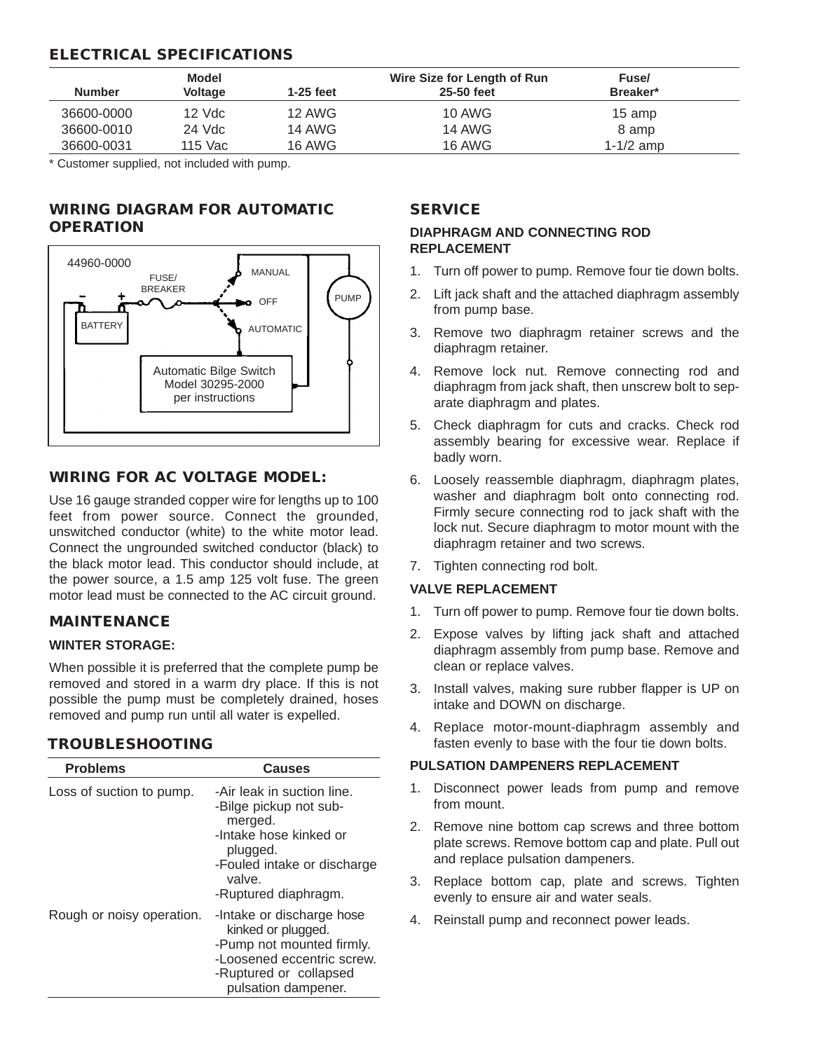## ELECTRICAL SPECIFICATIONS

| Number | Model Voltage | 1-25 feet | Wire Size for Length of Run 25-50 feet | Fuse/ Breaker* |
|---|---|---|---|---|
| 36600-0000 | 12 Vdc | 12 AWG | 10 AWG | 15 amp |
| 36600-0010 | 24 Vdc | 14 AWG | 14 AWG | 8 amp |
| 36600-0031 | 115 Vac | 16 AWG | 16 AWG | 1-1/2 amp |

\* Customer supplied, not included with pump.

## WIRING DIAGRAM FOR AUTOMATIC OPERATION

44960-0000

FUSE/ BREAKER

MANUAL

OFF

AUTOMATIC

PUMP

BATTERY

Automatic Bilge Switch Model 30295-2000 per instructions

## WIRING FOR AC VOLTAGE MODEL:

Use 16 gauge stranded copper wire for lengths up to 100 feet from power source. Connect the grounded, unswitched conductor (white) to the white motor lead. Connect the ungrounded switched conductor (black) to the black motor lead. This conductor should include, at the power source, a 1.5 amp 125 volt fuse. The green motor lead must be connected to the AC circuit ground.

## MAINTENANCE

### WINTER STORAGE:

When possible it is preferred that the complete pump be removed and stored in a warm dry place. If this is not possible the pump must be completely drained, hoses removed and pump run until all water is expelled.

## TROUBLESHOOTING

| Problems | Causes |
|---|---|
| Loss of suction to pump. | -Air leak in suction line.<br>-Bilge pickup not submerged.<br>-Intake hose kinked or plugged.<br>-Fouled intake or discharge valve.<br>-Ruptured diaphragm. |
| Rough or noisy operation. | -Intake or discharge hose kinked or plugged.<br>-Pump not mounted firmly.<br>-Loosened eccentric screw.<br>-Ruptured or collapsed pulsation dampener. |

## SERVICE

### DIAPHRAGM AND CONNECTING ROD REPLACEMENT

1. Turn off power to pump. Remove four tie down bolts.
2. Lift jack shaft and the attached diaphragm assembly from pump base.
3. Remove two diaphragm retainer screws and the diaphragm retainer.
4. Remove lock nut. Remove connecting rod and diaphragm from jack shaft, then unscrew bolt to separate diaphragm and plates.
5. Check diaphragm for cuts and cracks. Check rod assembly bearing for excessive wear. Replace if badly worn.
6. Loosely reassemble diaphragm, diaphragm plates, washer and diaphragm bolt onto connecting rod. Firmly secure connecting rod to jack shaft with the lock nut. Secure diaphragm to motor mount with the diaphragm retainer and two screws.
7. Tighten connecting rod bolt.

### VALVE REPLACEMENT

1. Turn off power to pump. Remove four tie down bolts.
2. Expose valves by lifting jack shaft and attached diaphragm assembly from pump base. Remove and clean or replace valves.
3. Install valves, making sure rubber flapper is UP on intake and DOWN on discharge.
4. Replace motor-mount-diaphragm assembly and fasten evenly to base with the four tie down bolts.

### PULSATION DAMPENERS REPLACEMENT

1. Disconnect power leads from pump and remove from mount.
2. Remove nine bottom cap screws and three bottom plate screws. Remove bottom cap and plate. Pull out and replace pulsation dampeners.
3. Replace bottom cap, plate and screws. Tighten evenly to ensure air and water seals.
4. Reinstall pump and reconnect power leads.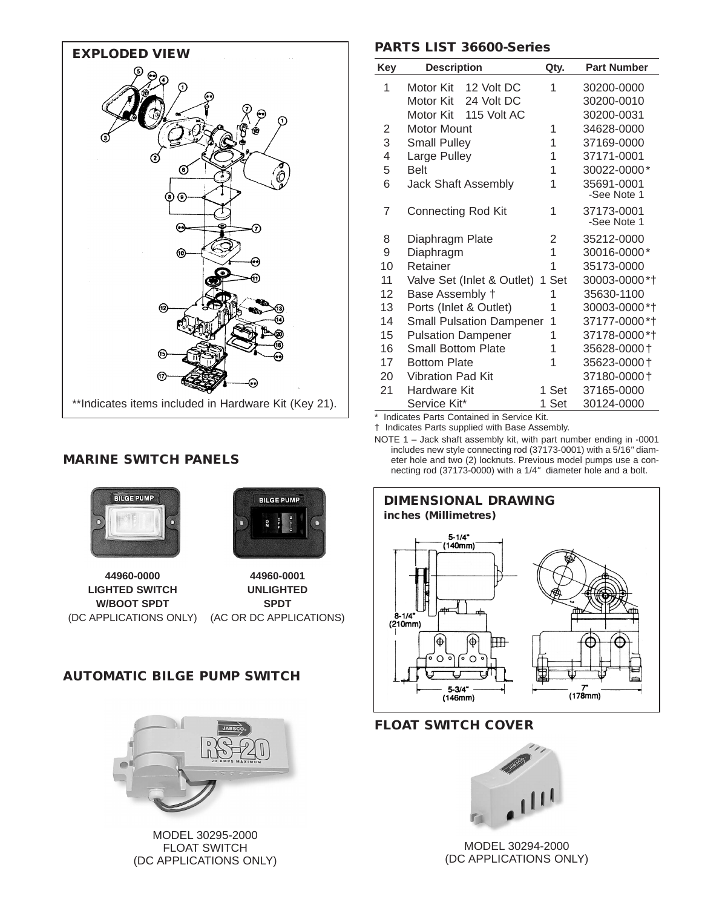## EXPLODED VIEW

**Indicates items included in Hardware Kit (Key 21).

## PARTS LIST 36600-Series

| Key | Description | Qty. | Part Number |
|---|---|---|---|
| 1 | Motor Kit 12 Volt DC | 1 | 30200-0000 |
| | Motor Kit 24 Volt DC | | 30200-0010 |
| | Motor Kit 115 Volt AC | | 30200-0031 |
| 2 | Motor Mount | 1 | 34628-0000 |
| 3 | Small Pulley | 1 | 37169-0000 |
| 4 | Large Pulley | 1 | 37171-0001 |
| 5 | Belt | 1 | 30022-0000* |
| 6 | Jack Shaft Assembly | 1 | 35691-0001 -See Note 1 |
| 7 | Connecting Rod Kit | 1 | 37173-0001 -See Note 1 |
| 8 | Diaphragm Plate | 2 | 35212-0000 |
| 9 | Diaphragm | 1 | 30016-0000* |
| 10 | Retainer | 1 | 35173-0000 |
| 11 | Valve Set (Inlet & Outlet) | 1 Set | 30003-0000*† |
| 12 | Base Assembly † | 1 | 35630-1100 |
| 13 | Ports (Inlet & Outlet) | 1 | 30003-0000*† |
| 14 | Small Pulsation Dampener | 1 | 37177-0000*† |
| 15 | Pulsation Dampener | 1 | 37178-0000*† |
| 16 | Small Bottom Plate | 1 | 35628-0000† |
| 17 | Bottom Plate | 1 | 35623-0000† |
| 20 | Vibration Pad Kit | | 37180-0000† |
| 21 | Hardware Kit | 1 Set | 37165-0000 |
| | Service Kit* | 1 Set | 30124-0000 |

\* Indicates Parts Contained in Service Kit.

† Indicates Parts supplied with Base Assembly.

NOTE 1 – Jack shaft assembly kit, with part number ending in -0001 includes new style connecting rod (37173-0001) with a 5/16″ diameter hole and two (2) locknuts. Previous model pumps use a connecting rod (37173-0000) with a 1/4″ diameter hole and a bolt.

## MARINE SWITCH PANELS

**44960-0000**
**LIGHTED SWITCH**
**W/BOOT SPDT**
(DC APPLICATIONS ONLY)

**44960-0001**
**UNLIGHTED**
**SPDT**
(AC OR DC APPLICATIONS)

## DIMENSIONAL DRAWING

**inches (Millimetres)**

5-1/4" (140mm)
8-1/4" (210mm)
5-3/4" (146mm)
7" (178mm)

## AUTOMATIC BILGE PUMP SWITCH

MODEL 30295-2000
FLOAT SWITCH
(DC APPLICATIONS ONLY)

## FLOAT SWITCH COVER

MODEL 30294-2000
(DC APPLICATIONS ONLY)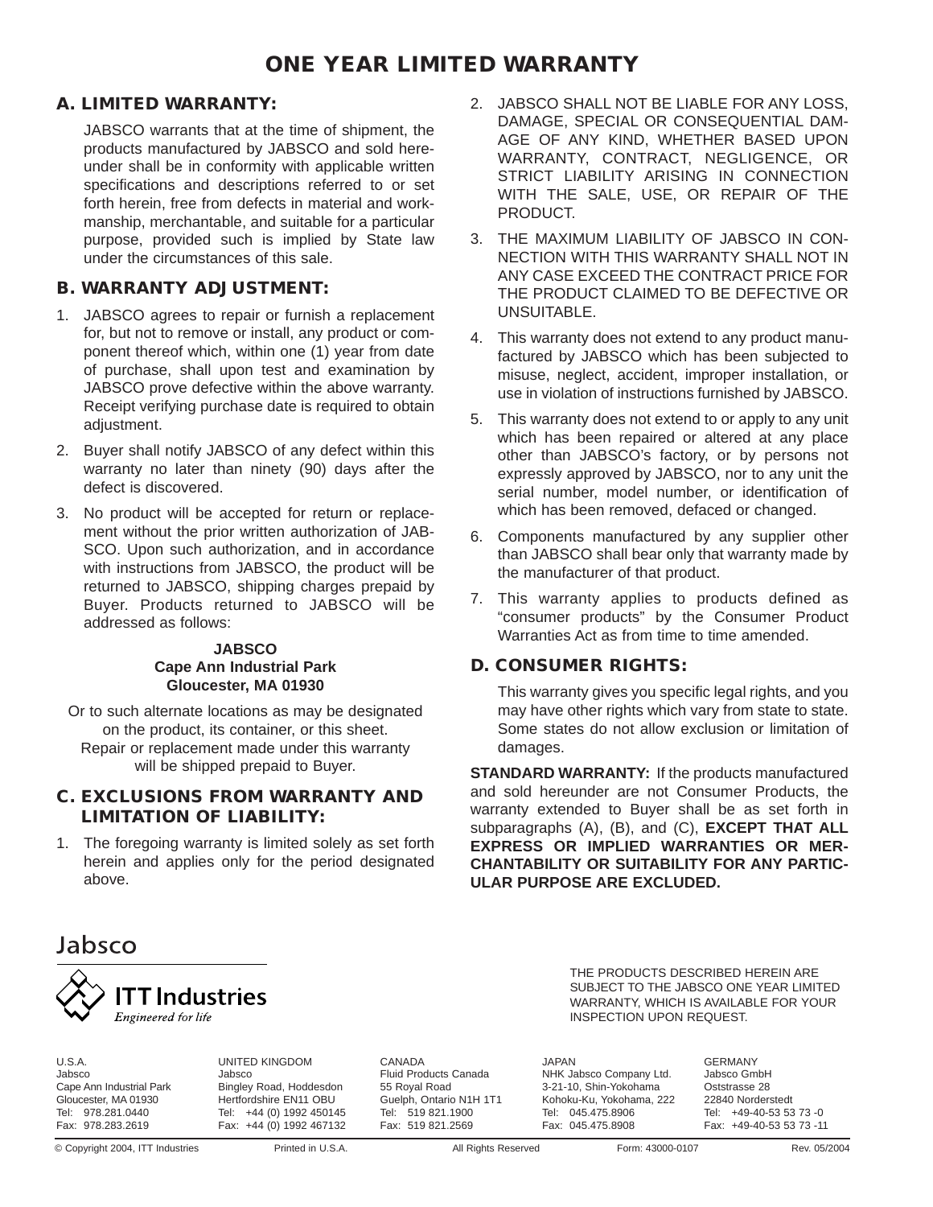# ONE YEAR LIMITED WARRANTY

## A. LIMITED WARRANTY:

JABSCO warrants that at the time of shipment, the products manufactured by JABSCO and sold hereunder shall be in conformity with applicable written specifications and descriptions referred to or set forth herein, free from defects in material and workmanship, merchantable, and suitable for a particular purpose, provided such is implied by State law under the circumstances of this sale.

## B. WARRANTY ADJUSTMENT:

1. JABSCO agrees to repair or furnish a replacement for, but not to remove or install, any product or component thereof which, within one (1) year from date of purchase, shall upon test and examination by JABSCO prove defective within the above warranty. Receipt verifying purchase date is required to obtain adjustment.
2. Buyer shall notify JABSCO of any defect within this warranty no later than ninety (90) days after the defect is discovered.
3. No product will be accepted for return or replacement without the prior written authorization of JABSCO. Upon such authorization, and in accordance with instructions from JABSCO, the product will be returned to JABSCO, shipping charges prepaid by Buyer. Products returned to JABSCO will be addressed as follows:

**JABSCO**
**Cape Ann Industrial Park**
**Gloucester, MA 01930**

Or to such alternate locations as may be designated on the product, its container, or this sheet. Repair or replacement made under this warranty will be shipped prepaid to Buyer.

## C. EXCLUSIONS FROM WARRANTY AND LIMITATION OF LIABILITY:

1. The foregoing warranty is limited solely as set forth herein and applies only for the period designated above.
2. JABSCO SHALL NOT BE LIABLE FOR ANY LOSS, DAMAGE, SPECIAL OR CONSEQUENTIAL DAMAGE OF ANY KIND, WHETHER BASED UPON WARRANTY, CONTRACT, NEGLIGENCE, OR STRICT LIABILITY ARISING IN CONNECTION WITH THE SALE, USE, OR REPAIR OF THE PRODUCT.
3. THE MAXIMUM LIABILITY OF JABSCO IN CONNECTION WITH THIS WARRANTY SHALL NOT IN ANY CASE EXCEED THE CONTRACT PRICE FOR THE PRODUCT CLAIMED TO BE DEFECTIVE OR UNSUITABLE.
4. This warranty does not extend to any product manufactured by JABSCO which has been subjected to misuse, neglect, accident, improper installation, or use in violation of instructions furnished by JABSCO.
5. This warranty does not extend to or apply to any unit which has been repaired or altered at any place other than JABSCO's factory, or by persons not expressly approved by JABSCO, nor to any unit the serial number, model number, or identification of which has been removed, defaced or changed.
6. Components manufactured by any supplier other than JABSCO shall bear only that warranty made by the manufacturer of that product.
7. This warranty applies to products defined as "consumer products" by the Consumer Product Warranties Act as from time to time amended.

## D. CONSUMER RIGHTS:

This warranty gives you specific legal rights, and you may have other rights which vary from state to state. Some states do not allow exclusion or limitation of damages.

**STANDARD WARRANTY:** If the products manufactured and sold hereunder are not Consumer Products, the warranty extended to Buyer shall be as set forth in subparagraphs (A), (B), and (C), **EXCEPT THAT ALL EXPRESS OR IMPLIED WARRANTIES OR MERCHANTABILITY OR SUITABILITY FOR ANY PARTICULAR PURPOSE ARE EXCLUDED.**

Jabsco

ITT Industries
*Engineered for life*

THE PRODUCTS DESCRIBED HEREIN ARE SUBJECT TO THE JABSCO ONE YEAR LIMITED WARRANTY, WHICH IS AVAILABLE FOR YOUR INSPECTION UPON REQUEST.

| U.S.A. | UNITED KINGDOM | CANADA | JAPAN | GERMANY |
|---|---|---|---|---|
| Jabsco | Jabsco | Fluid Products Canada | NHK Jabsco Company Ltd. | Jabsco GmbH |
| Cape Ann Industrial Park | Bingley Road, Hoddesdon | 55 Royal Road | 3-21-10, Shin-Yokohama | Oststrasse 28 |
| Gloucester, MA 01930 | Hertfordshire EN11 OBU | Guelph, Ontario N1H 1T1 | Kohoku-Ku, Yokohama, 222 | 22840 Norderstedt |
| Tel: 978.281.0440 | Tel: +44 (0) 1992 450145 | Tel: 519 821.1900 | Tel: 045.475.8906 | Tel: +49-40-53 53 73 -0 |
| Fax: 978.283.2619 | Fax: +44 (0) 1992 467132 | Fax: 519 821.2569 | Fax: 045.475.8908 | Fax: +49-40-53 53 73 -11 |

© Copyright 2004, ITT Industries    Printed in U.S.A.    All Rights Reserved    Form: 43000-0107    Rev. 05/2004